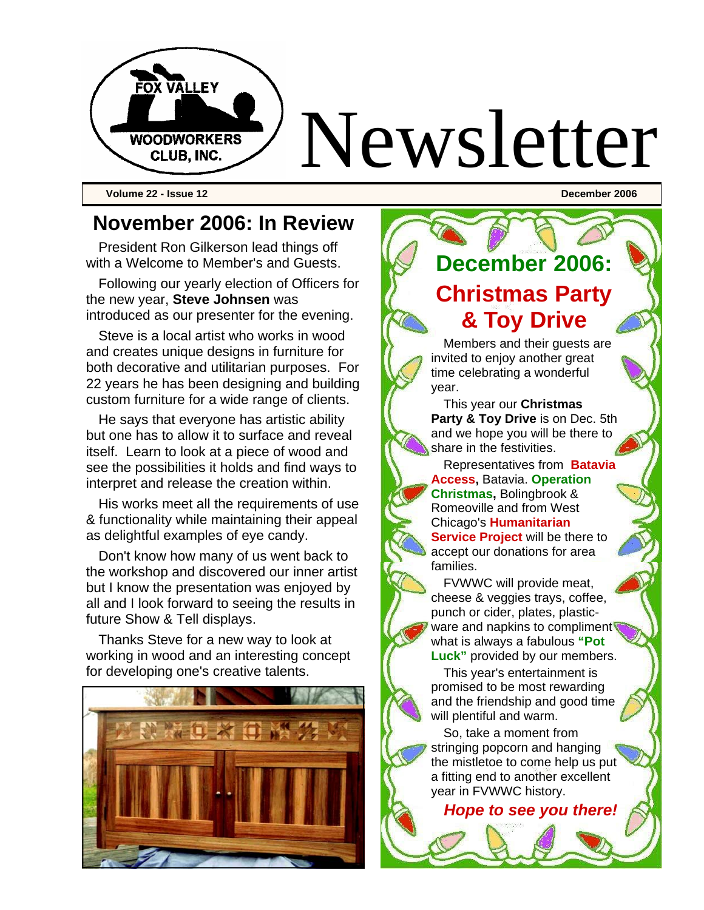# Fox Valley Woodworkers Club, Inc. Newsletter

**Volume 22 - Issue 12** | **December 2006**

## November 2006: In Review

President Ron Gilkerson lead things off with a Welcome to Member's and Guests.

Following our yearly election of Officers for the new year, **Steve Johnsen** was introduced as our presenter for the evening.

Steve is a local artist who works in wood and creates unique designs in furniture for both decorative and utilitarian purposes. For 22 years he has been designing and building custom furniture for a wide range of clients.

He says that everyone has artistic ability but one has to allow it to surface and reveal itself. Learn to look at a piece of wood and see the possibilities it holds and find ways to interpret and release the creation within.

His works meet all the requirements of use & functionality while maintaining their appeal as delightful examples of eye candy.

Don't know how many of us went back to the workshop and discovered our inner artist but I know the presentation was enjoyed by all and I look forward to seeing the results in future Show & Tell displays.

Thanks Steve for a new way to look at working in wood and an interesting concept for developing one's creative talents.

## December 2006: Christmas Party & Toy Drive

Members and their guests are invited to enjoy another great time celebrating a wonderful year.

This year our **Christmas Party & Toy Drive** is on Dec. 5th and we hope you will be there to share in the festivities.

Representatives from **Batavia Access,** Batavia. **Operation Christmas,** Bolingbrook & Romeoville and from West Chicago's **Humanitarian Service Project** will be there to accept our donations for area families.

FVWWC will provide meat, cheese & veggies trays, coffee, punch or cider, plates, plastic-ware and napkins to compliment what is always a fabulous **"Pot Luck"** provided by our members.

This year's entertainment is promised to be most rewarding and the friendship and good time will plentiful and warm.

So, take a moment from stringing popcorn and hanging the mistletoe to come help us put a fitting end to another excellent year in FVWWC history.

***Hope to see you there!***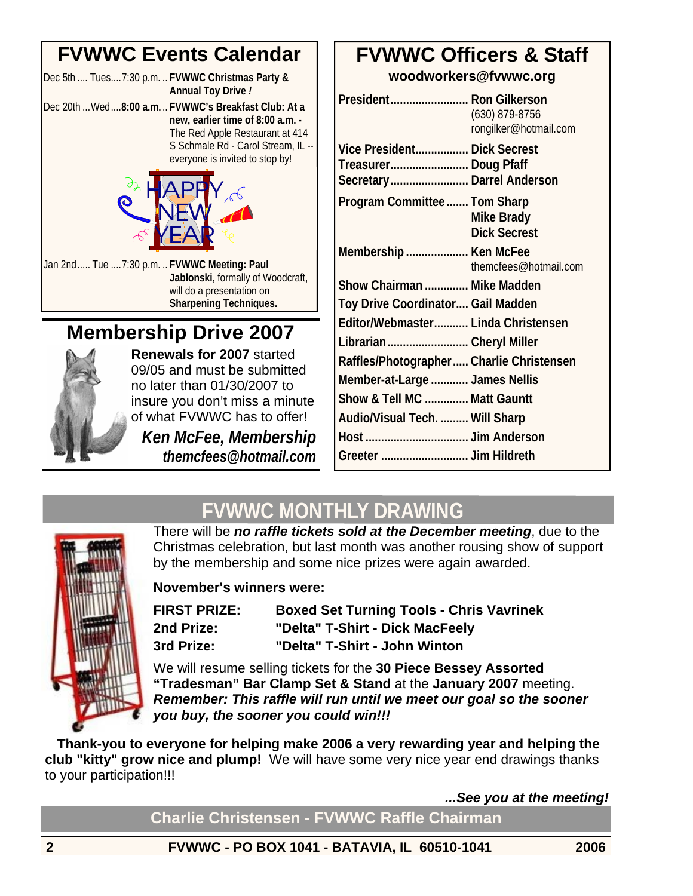## FVWWC Events Calendar

Dec 5th .... Tues....7:30 p.m. .. **FVWWC Christmas Party & Annual Toy Drive** *!*

Dec 20th ...Wed....**8:00 a.m.** .. **FVWWC's Breakfast Club: At a new, earlier time of 8:00 a.m. -** The Red Apple Restaurant at 414 S Schmale Rd - Carol Stream, IL -- everyone is invited to stop by!

HAPPY NEW YEAR

Jan 2nd..... Tue ....7:30 p.m. ... **FVWWC Meeting: Paul Jablonski,** formally of Woodcraft, will do a presentation on **Sharpening Techniques.**

## Membership Drive 2007

**Renewals for 2007** started 09/05 and must be submitted no later than 01/30/2007 to insure you don't miss a minute of what FVWWC has to offer!

***Ken McFee, Membership***
***themcfees@hotmail.com***

## FVWWC Officers & Staff

**woodworkers@fvwwc.org**

| Position | Name |
|---|---|
| President | **Ron Gilkerson** (630) 879-8756 rongilker@hotmail.com |
| Vice President | **Dick Secrest** |
| Treasurer | **Doug Pfaff** |
| Secretary | **Darrel Anderson** |
| Program Committee | **Tom Sharp**, **Mike Brady**, **Dick Secrest** |
| Membership | **Ken McFee** themcfees@hotmail.com |
| Show Chairman | **Mike Madden** |
| Toy Drive Coordinator | **Gail Madden** |
| Editor/Webmaster | **Linda Christensen** |
| Librarian | **Cheryl Miller** |
| Raffles/Photographer | **Charlie Christensen** |
| Member-at-Large | **James Nellis** |
| Show & Tell MC | **Matt Gauntt** |
| Audio/Visual Tech. | **Will Sharp** |
| Host | **Jim Anderson** |
| Greeter | **Jim Hildreth** |

## FVWWC MONTHLY DRAWING

There will be ***no raffle tickets sold at the December meeting***, due to the Christmas celebration, but last month was another rousing show of support by the membership and some nice prizes were again awarded.

**November's winners were:**

| | |
|---|---|
| **FIRST PRIZE:** | **Boxed Set Turning Tools - Chris Vavrinek** |
| **2nd Prize:** | **"Delta" T-Shirt - Dick MacFeely** |
| **3rd Prize:** | **"Delta" T-Shirt - John Winton** |

We will resume selling tickets for the **30 Piece Bessey Assorted "Tradesman" Bar Clamp Set & Stand** at the **January 2007** meeting. ***Remember: This raffle will run until we meet our goal so the sooner you buy, the sooner you could win!!!***

**Thank-you to everyone for helping make 2006 a very rewarding year and helping the club "kitty" grow nice and plump!** We will have some very nice year end drawings thanks to your participation!!!

***...See you at the meeting!***

**Charlie Christensen - FVWWC Raffle Chairman**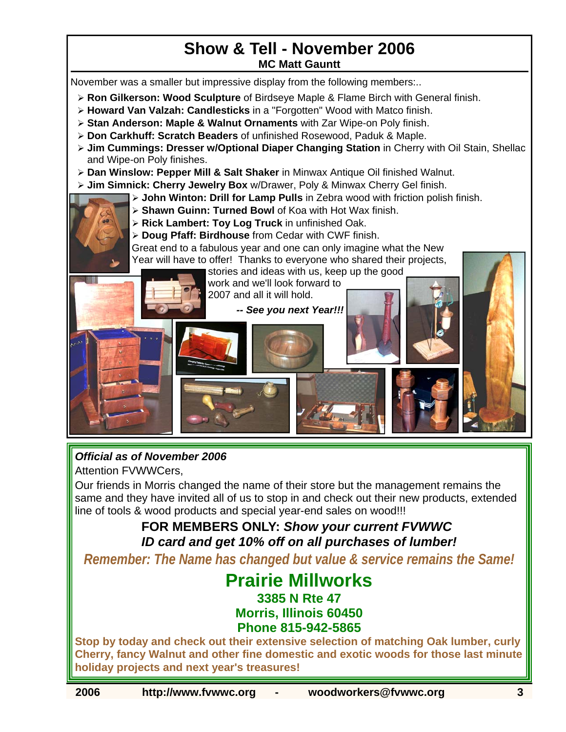# Show & Tell - November 2006

**MC Matt Gauntt**

November was a smaller but impressive display from the following members:..

- **Ron Gilkerson: Wood Sculpture** of Birdseye Maple & Flame Birch with General finish.
- **Howard Van Valzah: Candlesticks** in a "Forgotten" Wood with Matco finish.
- **Stan Anderson: Maple & Walnut Ornaments** with Zar Wipe-on Poly finish.
- **Don Carkhuff: Scratch Beaders** of unfinished Rosewood, Paduk & Maple.
- **Jim Cummings: Dresser w/Optional Diaper Changing Station** in Cherry with Oil Stain, Shellac and Wipe-on Poly finishes.
- **Dan Winslow: Pepper Mill & Salt Shaker** in Minwax Antique Oil finished Walnut.
- **Jim Simnick: Cherry Jewelry Box** w/Drawer, Poly & Minwax Cherry Gel finish.
- **John Winton: Drill for Lamp Pulls** in Zebra wood with friction polish finish.
- **Shawn Guinn: Turned Bowl** of Koa with Hot Wax finish.
- **Rick Lambert: Toy Log Truck** in unfinished Oak.
- **Doug Pfaff: Birdhouse** from Cedar with CWF finish.

Great end to a fabulous year and one can only imagine what the New Year will have to offer! Thanks to everyone who shared their projects, stories and ideas with us, keep up the good work and we'll look forward to 2007 and all it will hold.

***-- See you next Year!!!***

---

***Official as of November 2006***

Attention FVWWCers,

Our friends in Morris changed the name of their store but the management remains the same and they have invited all of us to stop in and check out their new products, extended line of tools & wood products and special year-end sales on wood!!!

**FOR MEMBERS ONLY:** ***Show your current FVWWC ID card and get 10% off on all purchases of lumber!***

***Remember: The Name has changed but value & service remains the Same!***

## Prairie Millworks

**3385 N Rte 47**
**Morris, Illinois 60450**
**Phone 815-942-5865**

**Stop by today and check out their extensive selection of matching Oak lumber, curly Cherry, fancy Walnut and other fine domestic and exotic woods for those last minute holiday projects and next year's treasures!**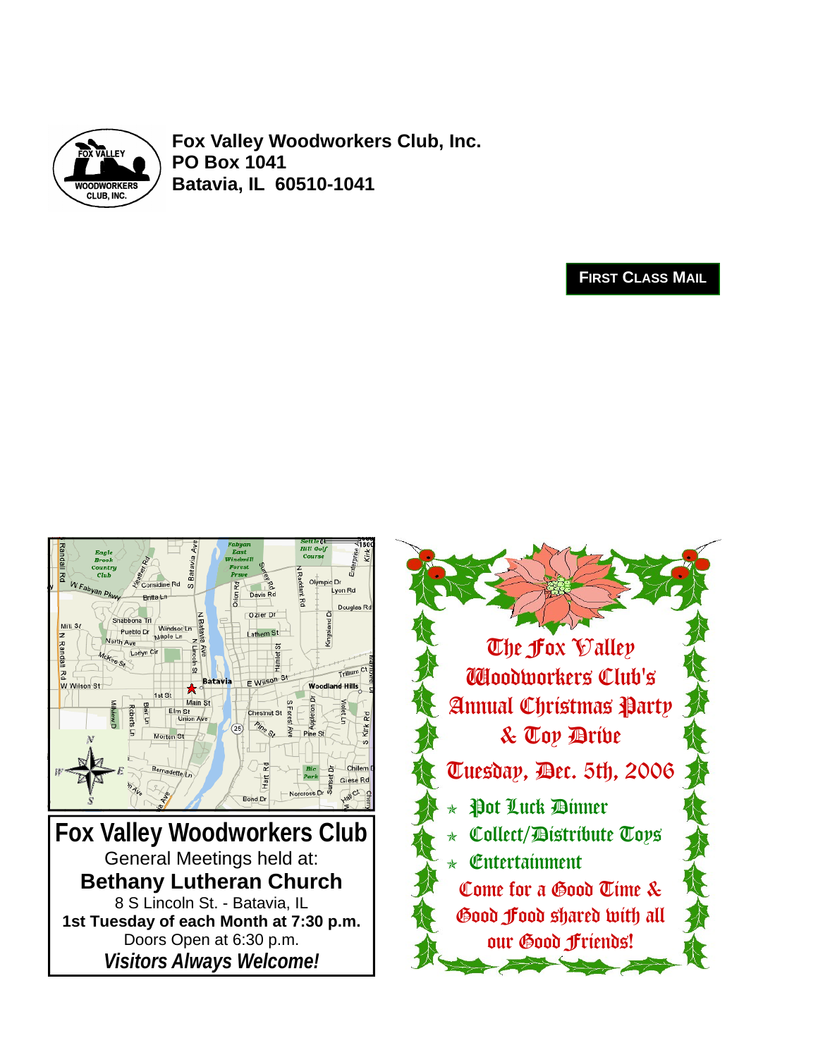**Fox Valley Woodworkers Club, Inc.**
**PO Box 1041**
**Batavia, IL 60510-1041**

**FIRST CLASS MAIL**

## Fox Valley Woodworkers Club

General Meetings held at:

**Bethany Lutheran Church**

8 S Lincoln St. - Batavia, IL

**1st Tuesday of each Month at 7:30 p.m.**

Doors Open at 6:30 p.m.

***Visitors Always Welcome!***

## The Fox Valley Woodworkers Club's Annual Christmas Party & Toy Drive

**Tuesday, Dec. 5th, 2006**

- Pot Luck Dinner
- Collect/Distribute Toys
- Entertainment

Come for a Good Time & Good Food shared with all our Good Friends!